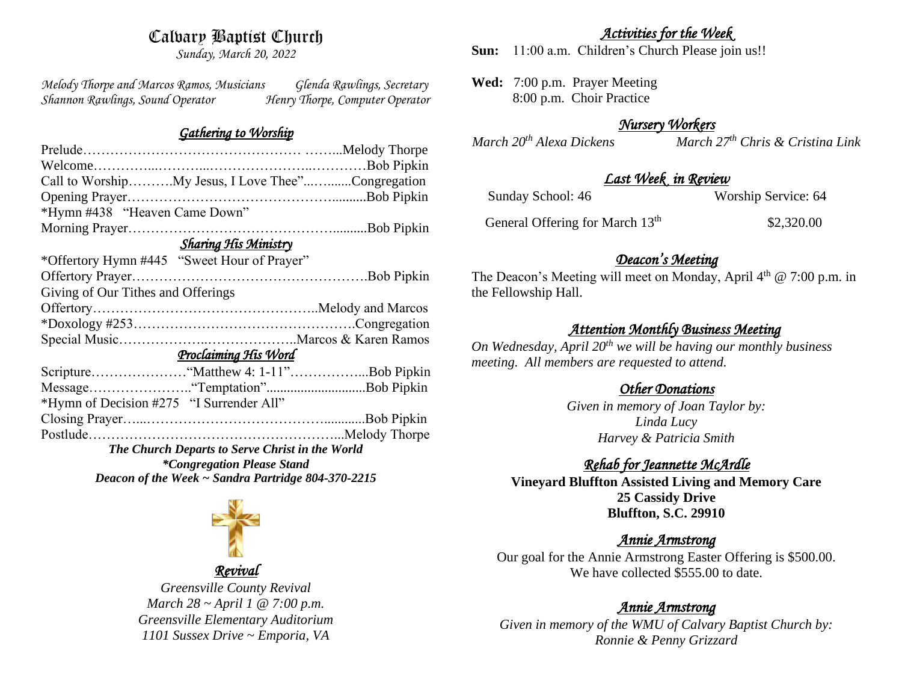# Calvary Baptist Church

*Sunday, March 20, 2022*

*Melody Thorpe and Marcos Ramos, Musicians* — *Glenda Rawlings, Secretary*
*Shannon Rawlings, Sound Operator* — *Henry Thorpe, Computer Operator*

## *Gathering to Worship*

Prelude…………………………………………… ……...Melody Thorpe
Welcome…………...………...…………………...…………Bob Pipkin
Call to Worship……….My Jesus, I Love Thee"...….......Congregation
Opening Prayer………………………………………..........Bob Pipkin
*Hymn #438 "Heaven Came Down"
Morning Prayer………………………………………..........Bob Pipkin

## *Sharing His Ministry*

*Offertory Hymn #445 "Sweet Hour of Prayer"
Offertory Prayer…………………………………………….Bob Pipkin
Giving of Our Tithes and Offerings
Offertory…………………………………………..Melody and Marcos
*Doxology #253………………………………………….Congregation
Special Music………………..………………..Marcos & Karen Ramos

## *Proclaiming His Word*

Scripture…………………"Matthew 4: 1-11"……………...Bob Pipkin
Message…………………..."Temptation"............................Bob Pipkin
*Hymn of Decision #275 "I Surrender All"
Closing Prayer…...……………………………………............Bob Pipkin
Postlude………………………………………………...Melody Thorpe

***The Church Departs to Serve Christ in the World***
***\*Congregation Please Stand***
***Deacon of the Week ~ Sandra Partridge 804-370-2215***

## *Revival*

*Greensville County Revival*
*March 28 ~ April 1 @ 7:00 p.m.*
*Greensville Elementary Auditorium*
*1101 Sussex Drive ~ Emporia, VA*

## *Activities for the Week*

**Sun:** 11:00 a.m. Children's Church Please join us!!

**Wed:** 7:00 p.m. Prayer Meeting
8:00 p.m. Choir Practice

## *Nursery Workers*

*March 20th Alexa Dickens* — *March 27th Chris & Cristina Link*

## *Last Week in Review*

| Sunday School: 46 | Worship Service: 64 |
|---|---|
| General Offering for March 13th | $2,320.00 |

## *Deacon's Meeting*

The Deacon's Meeting will meet on Monday, April 4th @ 7:00 p.m. in the Fellowship Hall.

## *Attention Monthly Business Meeting*

*On Wednesday, April 20th we will be having our monthly business meeting. All members are requested to attend.*

## *Other Donations*

*Given in memory of Joan Taylor by:*
*Linda Lucy*
*Harvey & Patricia Smith*

## *Rehab for Jeannette McArdle*

**Vineyard Bluffton Assisted Living and Memory Care**
**25 Cassidy Drive**
**Bluffton, S.C. 29910**

## *Annie Armstrong*

Our goal for the Annie Armstrong Easter Offering is $500.00. We have collected $555.00 to date.

## *Annie Armstrong*

*Given in memory of the WMU of Calvary Baptist Church by:*
*Ronnie & Penny Grizzard*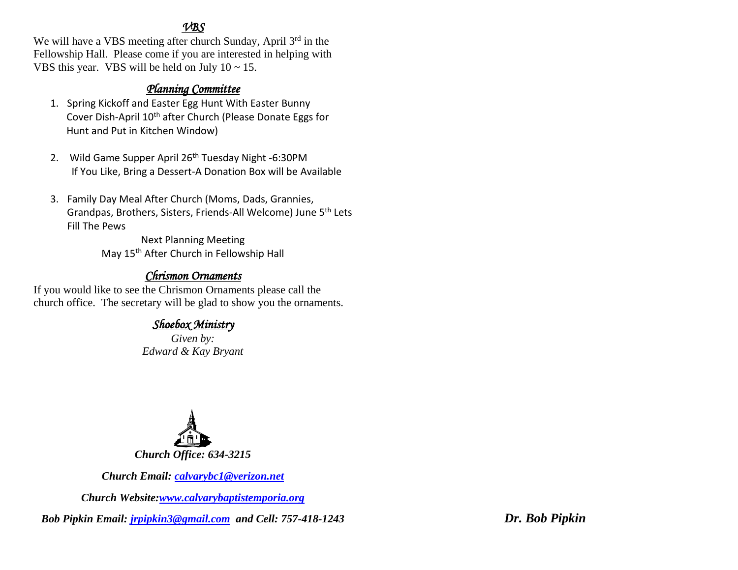## *VBS*

We will have a VBS meeting after church Sunday, April 3rd in the Fellowship Hall. Please come if you are interested in helping with VBS this year. VBS will be held on July 10 ~ 15.

## *Planning Committee*

1. Spring Kickoff and Easter Egg Hunt With Easter Bunny Cover Dish-April 10th after Church (Please Donate Eggs for Hunt and Put in Kitchen Window)

2. Wild Game Supper April 26th Tuesday Night -6:30PM If You Like, Bring a Dessert-A Donation Box will be Available

3. Family Day Meal After Church (Moms, Dads, Grannies, Grandpas, Brothers, Sisters, Friends-All Welcome) June 5th Lets Fill The Pews

Next Planning Meeting
May 15th After Church in Fellowship Hall

## *Chrismon Ornaments*

If you would like to see the Chrismon Ornaments please call the church office. The secretary will be glad to show you the ornaments.

## *Shoebox Ministry*

*Given by:*
*Edward & Kay Bryant*

***Church Office: 634-3215***

***Church Email: calvarybc1@verizon.net***

***Church Website:www.calvarybaptistemporia.org***

***Bob Pipkin Email: jrpipkin3@gmail.com and Cell: 757-418-1243***

***Dr. Bob Pipkin***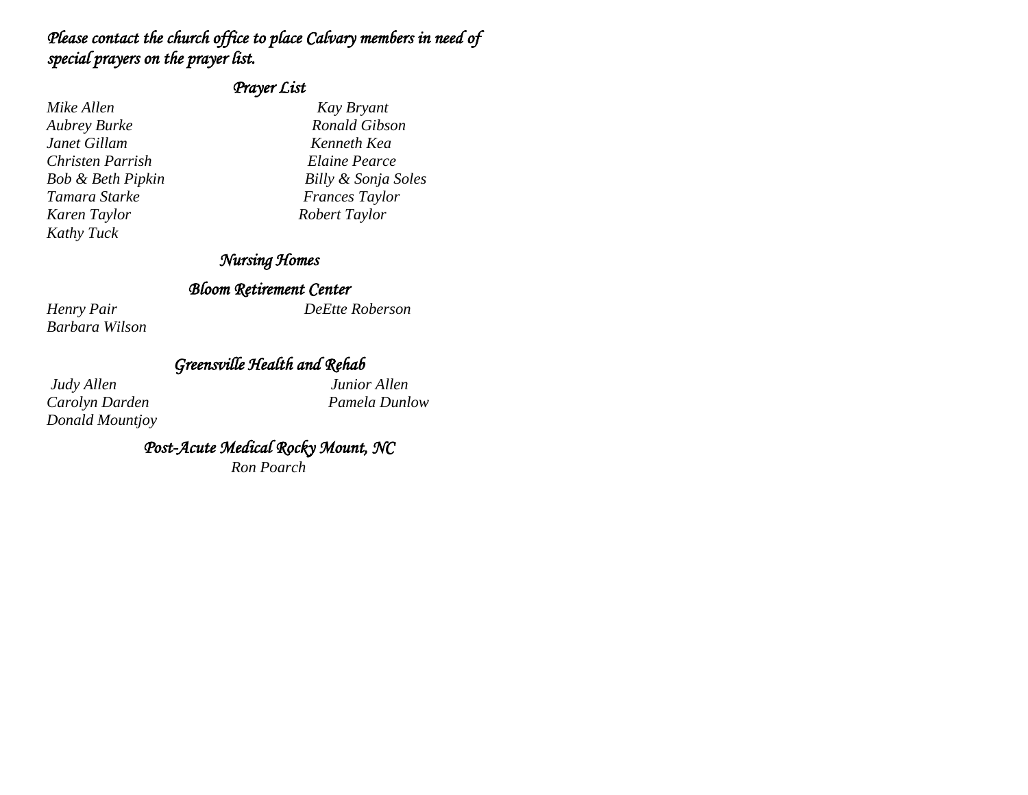*Please contact the church office to place Calvary members in need of special prayers on the prayer list.*

## *Prayer List*

*Mike Allen*
*Kay Bryant*
*Aubrey Burke*
*Ronald Gibson*
*Janet Gillam*
*Kenneth Kea*
*Christen Parrish*
*Elaine Pearce*
*Bob & Beth Pipkin*
*Billy & Sonja Soles*
*Tamara Starke*
*Frances Taylor*
*Karen Taylor*
*Robert Taylor*
*Kathy Tuck*

## *Nursing Homes*

### *Bloom Retirement Center*

*Henry Pair*
*DeEtte Roberson*
*Barbara Wilson*

### *Greensville Health and Rehab*

*Judy Allen*
*Junior Allen*
*Carolyn Darden*
*Pamela Dunlow*
*Donald Mountjoy*

### *Post-Acute Medical Rocky Mount, NC*

*Ron Poarch*